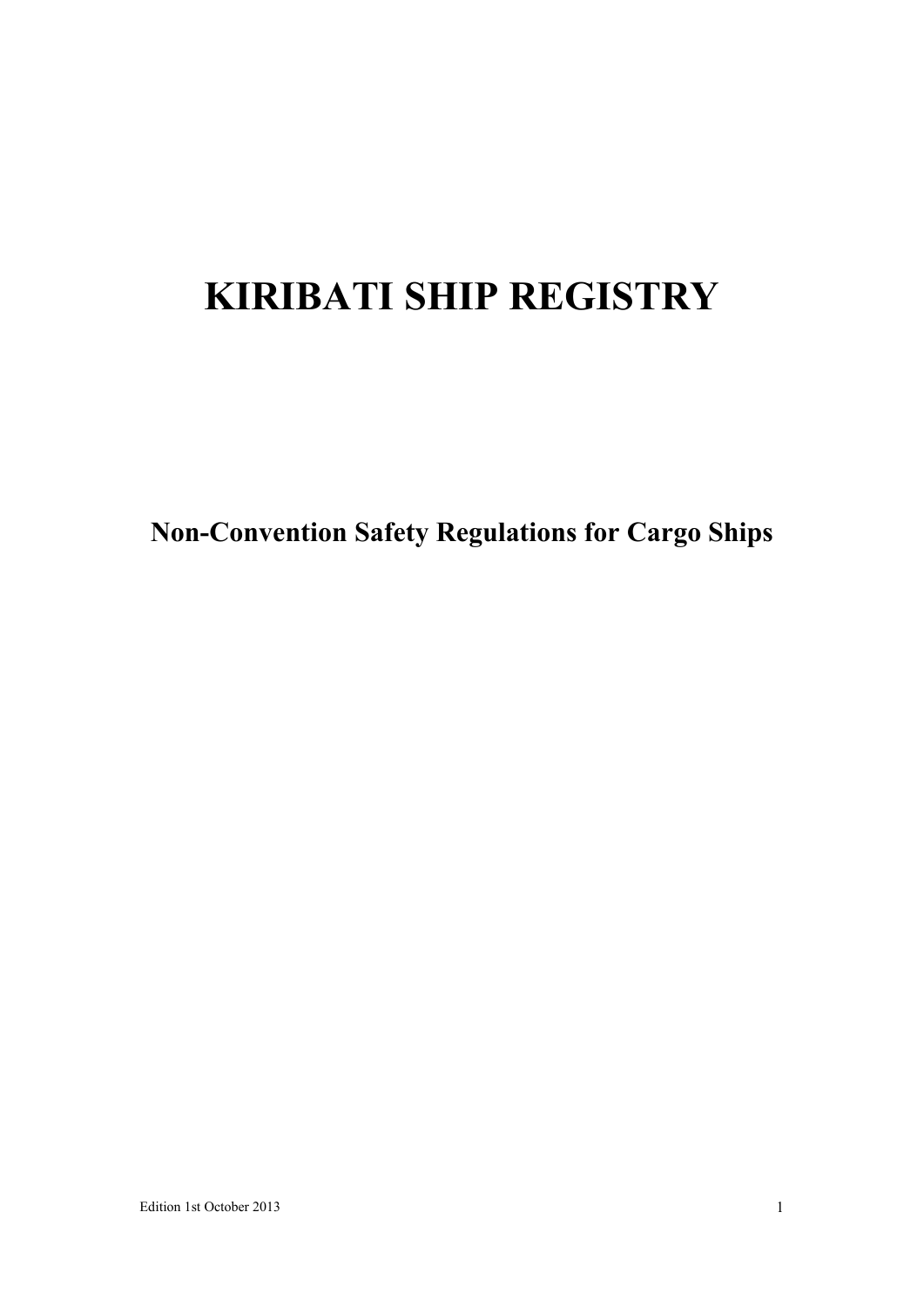# KIRIBATI SHIP REGISTRY

## Non-Convention Safety Regulations for Cargo Ships

Edition 1st October 2013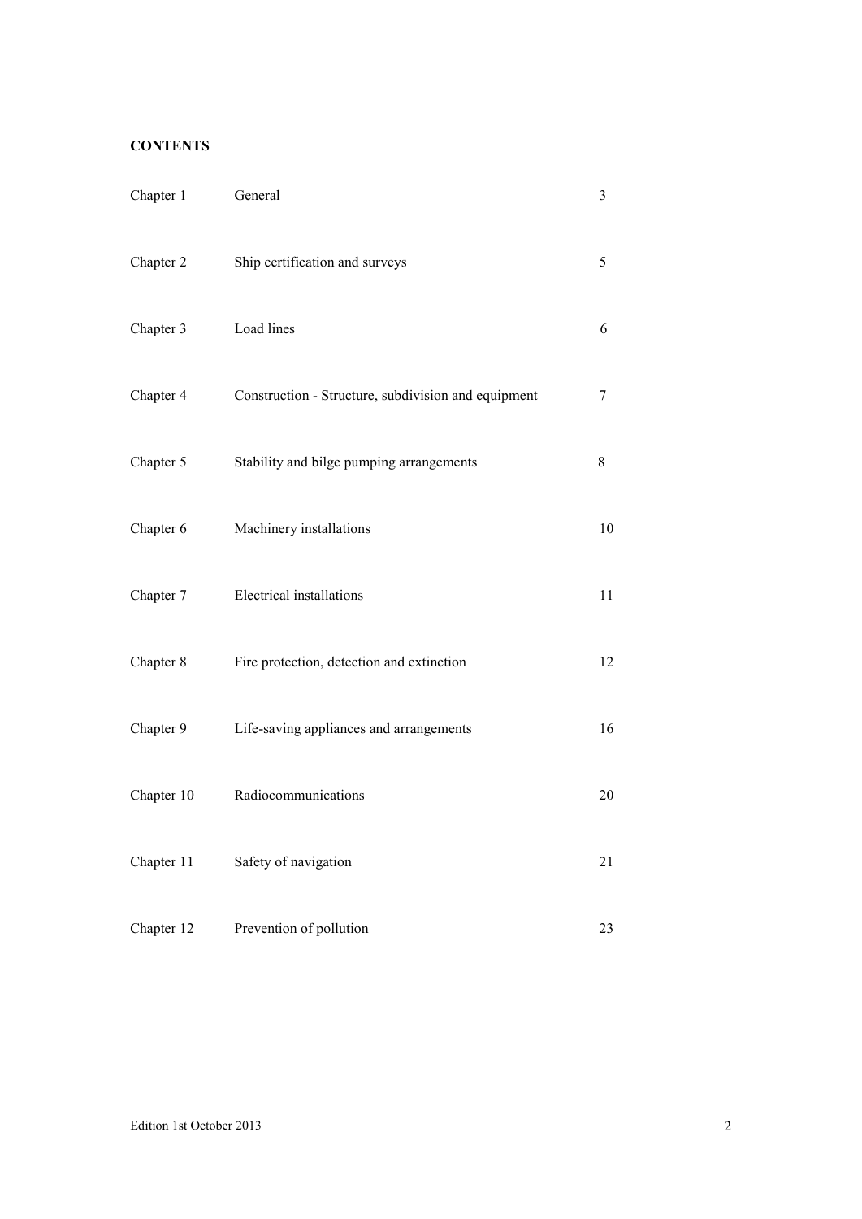**CONTENTS**

| | | |
|---|---|---|
| Chapter 1 | General | 3 |
| Chapter 2 | Ship certification and surveys | 5 |
| Chapter 3 | Load lines | 6 |
| Chapter 4 | Construction - Structure, subdivision and equipment | 7 |
| Chapter 5 | Stability and bilge pumping arrangements | 8 |
| Chapter 6 | Machinery installations | 10 |
| Chapter 7 | Electrical installations | 11 |
| Chapter 8 | Fire protection, detection and extinction | 12 |
| Chapter 9 | Life-saving appliances and arrangements | 16 |
| Chapter 10 | Radiocommunications | 20 |
| Chapter 11 | Safety of navigation | 21 |
| Chapter 12 | Prevention of pollution | 23 |

Edition 1st October 2013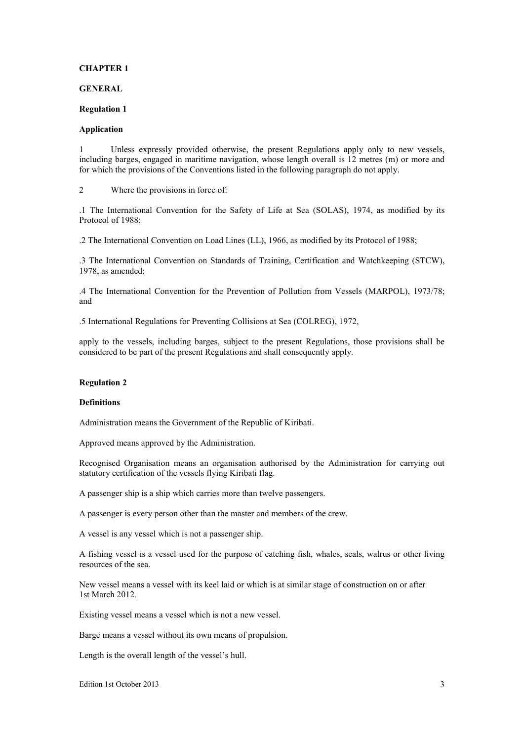# CHAPTER 1

# GENERAL

## Regulation 1

### Application

1 Unless expressly provided otherwise, the present Regulations apply only to new vessels, including barges, engaged in maritime navigation, whose length overall is 12 metres (m) or more and for which the provisions of the Conventions listed in the following paragraph do not apply.

2 Where the provisions in force of:

.1 The International Convention for the Safety of Life at Sea (SOLAS), 1974, as modified by its Protocol of 1988;

.2 The International Convention on Load Lines (LL), 1966, as modified by its Protocol of 1988;

.3 The International Convention on Standards of Training, Certification and Watchkeeping (STCW), 1978, as amended;

.4 The International Convention for the Prevention of Pollution from Vessels (MARPOL), 1973/78; and

.5 International Regulations for Preventing Collisions at Sea (COLREG), 1972,

apply to the vessels, including barges, subject to the present Regulations, those provisions shall be considered to be part of the present Regulations and shall consequently apply.

## Regulation 2

### Definitions

Administration means the Government of the Republic of Kiribati.

Approved means approved by the Administration.

Recognised Organisation means an organisation authorised by the Administration for carrying out statutory certification of the vessels flying Kiribati flag.

A passenger ship is a ship which carries more than twelve passengers.

A passenger is every person other than the master and members of the crew.

A vessel is any vessel which is not a passenger ship.

A fishing vessel is a vessel used for the purpose of catching fish, whales, seals, walrus or other living resources of the sea.

New vessel means a vessel with its keel laid or which is at similar stage of construction on or after 1st March 2012.

Existing vessel means a vessel which is not a new vessel.

Barge means a vessel without its own means of propulsion.

Length is the overall length of the vessel's hull.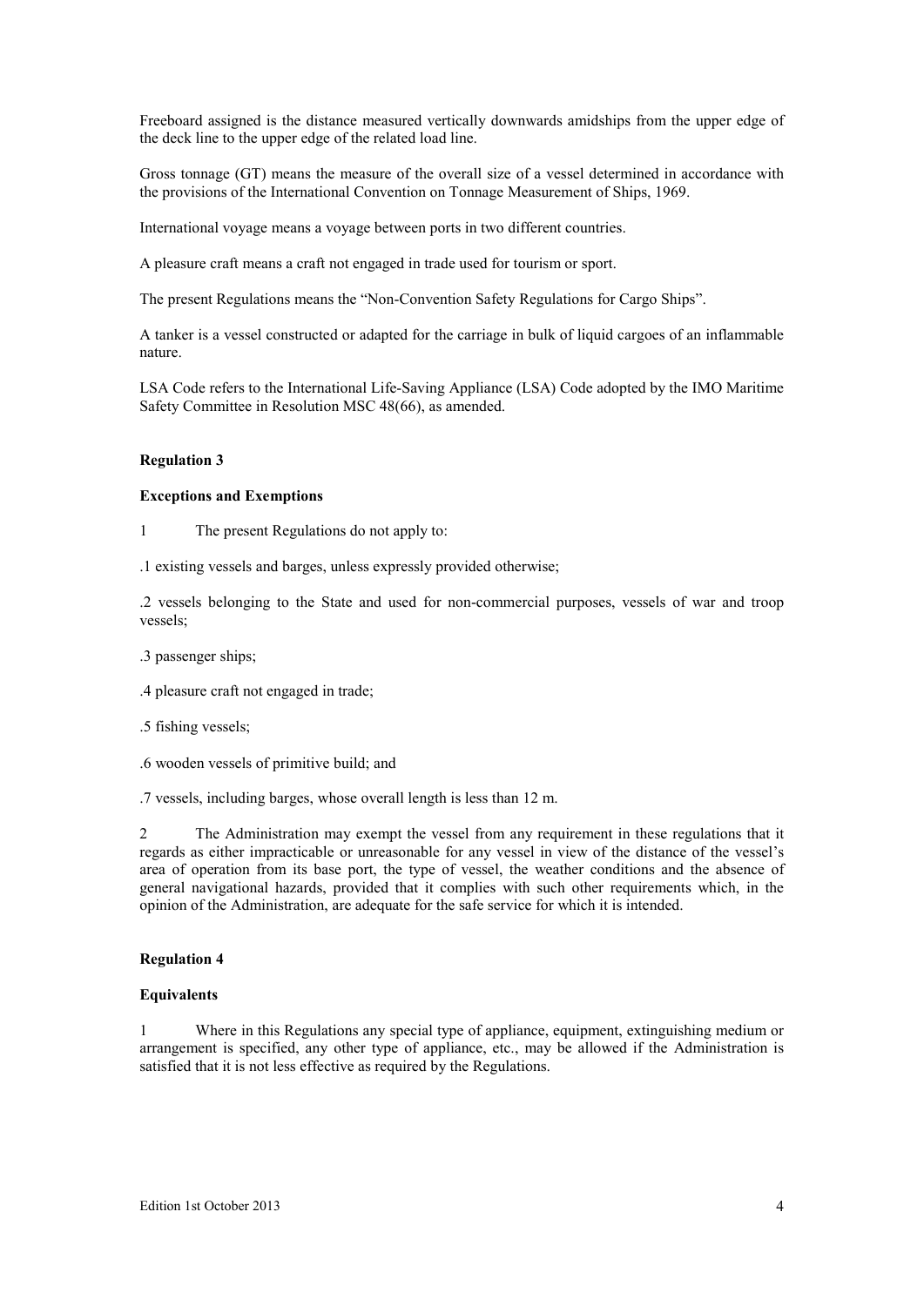Freeboard assigned is the distance measured vertically downwards amidships from the upper edge of the deck line to the upper edge of the related load line.

Gross tonnage (GT) means the measure of the overall size of a vessel determined in accordance with the provisions of the International Convention on Tonnage Measurement of Ships, 1969.

International voyage means a voyage between ports in two different countries.

A pleasure craft means a craft not engaged in trade used for tourism or sport.

The present Regulations means the "Non-Convention Safety Regulations for Cargo Ships".

A tanker is a vessel constructed or adapted for the carriage in bulk of liquid cargoes of an inflammable nature.

LSA Code refers to the International Life-Saving Appliance (LSA) Code adopted by the IMO Maritime Safety Committee in Resolution MSC 48(66), as amended.

**Regulation 3**

**Exceptions and Exemptions**

1 The present Regulations do not apply to:

.1 existing vessels and barges, unless expressly provided otherwise;

.2 vessels belonging to the State and used for non-commercial purposes, vessels of war and troop vessels;

.3 passenger ships;

.4 pleasure craft not engaged in trade;

.5 fishing vessels;

.6 wooden vessels of primitive build; and

.7 vessels, including barges, whose overall length is less than 12 m.

2 The Administration may exempt the vessel from any requirement in these regulations that it regards as either impracticable or unreasonable for any vessel in view of the distance of the vessel's area of operation from its base port, the type of vessel, the weather conditions and the absence of general navigational hazards, provided that it complies with such other requirements which, in the opinion of the Administration, are adequate for the safe service for which it is intended.

**Regulation 4**

**Equivalents**

1 Where in this Regulations any special type of appliance, equipment, extinguishing medium or arrangement is specified, any other type of appliance, etc., may be allowed if the Administration is satisfied that it is not less effective as required by the Regulations.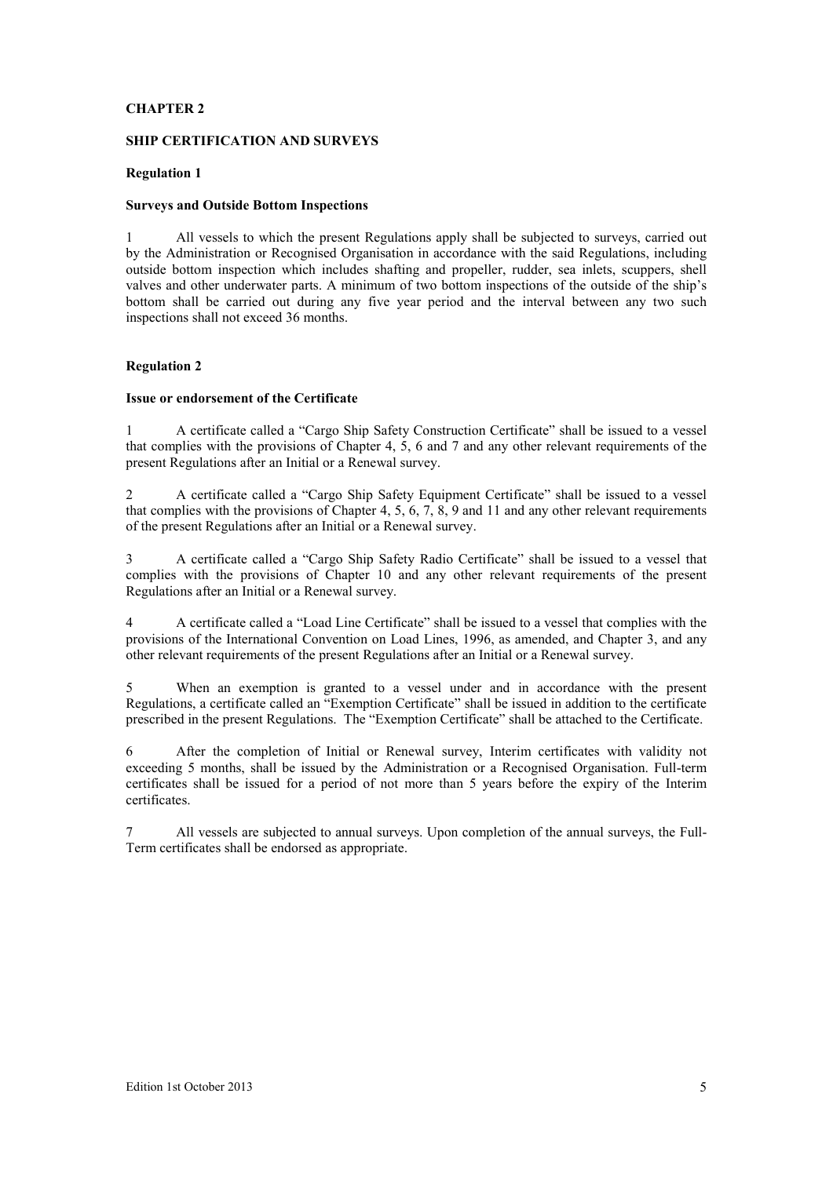# CHAPTER 2

## SHIP CERTIFICATION AND SURVEYS

### Regulation 1

#### Surveys and Outside Bottom Inspections

1 All vessels to which the present Regulations apply shall be subjected to surveys, carried out by the Administration or Recognised Organisation in accordance with the said Regulations, including outside bottom inspection which includes shafting and propeller, rudder, sea inlets, scuppers, shell valves and other underwater parts. A minimum of two bottom inspections of the outside of the ship's bottom shall be carried out during any five year period and the interval between any two such inspections shall not exceed 36 months.

### Regulation 2

#### Issue or endorsement of the Certificate

1 A certificate called a "Cargo Ship Safety Construction Certificate" shall be issued to a vessel that complies with the provisions of Chapter 4, 5, 6 and 7 and any other relevant requirements of the present Regulations after an Initial or a Renewal survey.

2 A certificate called a "Cargo Ship Safety Equipment Certificate" shall be issued to a vessel that complies with the provisions of Chapter 4, 5, 6, 7, 8, 9 and 11 and any other relevant requirements of the present Regulations after an Initial or a Renewal survey.

3 A certificate called a "Cargo Ship Safety Radio Certificate" shall be issued to a vessel that complies with the provisions of Chapter 10 and any other relevant requirements of the present Regulations after an Initial or a Renewal survey.

4 A certificate called a "Load Line Certificate" shall be issued to a vessel that complies with the provisions of the International Convention on Load Lines, 1996, as amended, and Chapter 3, and any other relevant requirements of the present Regulations after an Initial or a Renewal survey.

5 When an exemption is granted to a vessel under and in accordance with the present Regulations, a certificate called an "Exemption Certificate" shall be issued in addition to the certificate prescribed in the present Regulations. The "Exemption Certificate" shall be attached to the Certificate.

6 After the completion of Initial or Renewal survey, Interim certificates with validity not exceeding 5 months, shall be issued by the Administration or a Recognised Organisation. Full-term certificates shall be issued for a period of not more than 5 years before the expiry of the Interim certificates.

7 All vessels are subjected to annual surveys. Upon completion of the annual surveys, the Full-Term certificates shall be endorsed as appropriate.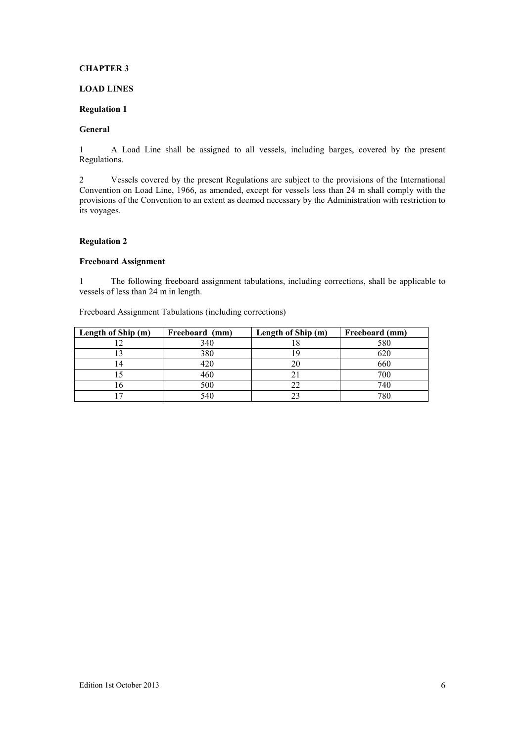# CHAPTER 3

## LOAD LINES

### Regulation 1

### General

1 A Load Line shall be assigned to all vessels, including barges, covered by the present Regulations.

2 Vessels covered by the present Regulations are subject to the provisions of the International Convention on Load Line, 1966, as amended, except for vessels less than 24 m shall comply with the provisions of the Convention to an extent as deemed necessary by the Administration with restriction to its voyages.

### Regulation 2

### Freeboard Assignment

1 The following freeboard assignment tabulations, including corrections, shall be applicable to vessels of less than 24 m in length.

Freeboard Assignment Tabulations (including corrections)

| Length of Ship (m) | Freeboard (mm) | Length of Ship (m) | Freeboard (mm) |
|---|---|---|---|
| 12 | 340 | 18 | 580 |
| 13 | 380 | 19 | 620 |
| 14 | 420 | 20 | 660 |
| 15 | 460 | 21 | 700 |
| 16 | 500 | 22 | 740 |
| 17 | 540 | 23 | 780 |

Edition 1st October 2013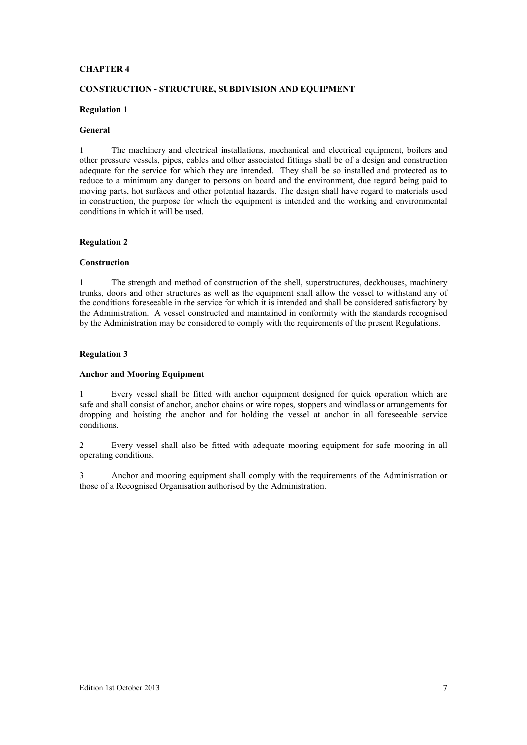# CHAPTER 4

## CONSTRUCTION - STRUCTURE, SUBDIVISION AND EQUIPMENT

### Regulation 1

#### General

1 The machinery and electrical installations, mechanical and electrical equipment, boilers and other pressure vessels, pipes, cables and other associated fittings shall be of a design and construction adequate for the service for which they are intended. They shall be so installed and protected as to reduce to a minimum any danger to persons on board and the environment, due regard being paid to moving parts, hot surfaces and other potential hazards. The design shall have regard to materials used in construction, the purpose for which the equipment is intended and the working and environmental conditions in which it will be used.

### Regulation 2

#### Construction

1 The strength and method of construction of the shell, superstructures, deckhouses, machinery trunks, doors and other structures as well as the equipment shall allow the vessel to withstand any of the conditions foreseeable in the service for which it is intended and shall be considered satisfactory by the Administration. A vessel constructed and maintained in conformity with the standards recognised by the Administration may be considered to comply with the requirements of the present Regulations.

### Regulation 3

#### Anchor and Mooring Equipment

1 Every vessel shall be fitted with anchor equipment designed for quick operation which are safe and shall consist of anchor, anchor chains or wire ropes, stoppers and windlass or arrangements for dropping and hoisting the anchor and for holding the vessel at anchor in all foreseeable service conditions.

2 Every vessel shall also be fitted with adequate mooring equipment for safe mooring in all operating conditions.

3 Anchor and mooring equipment shall comply with the requirements of the Administration or those of a Recognised Organisation authorised by the Administration.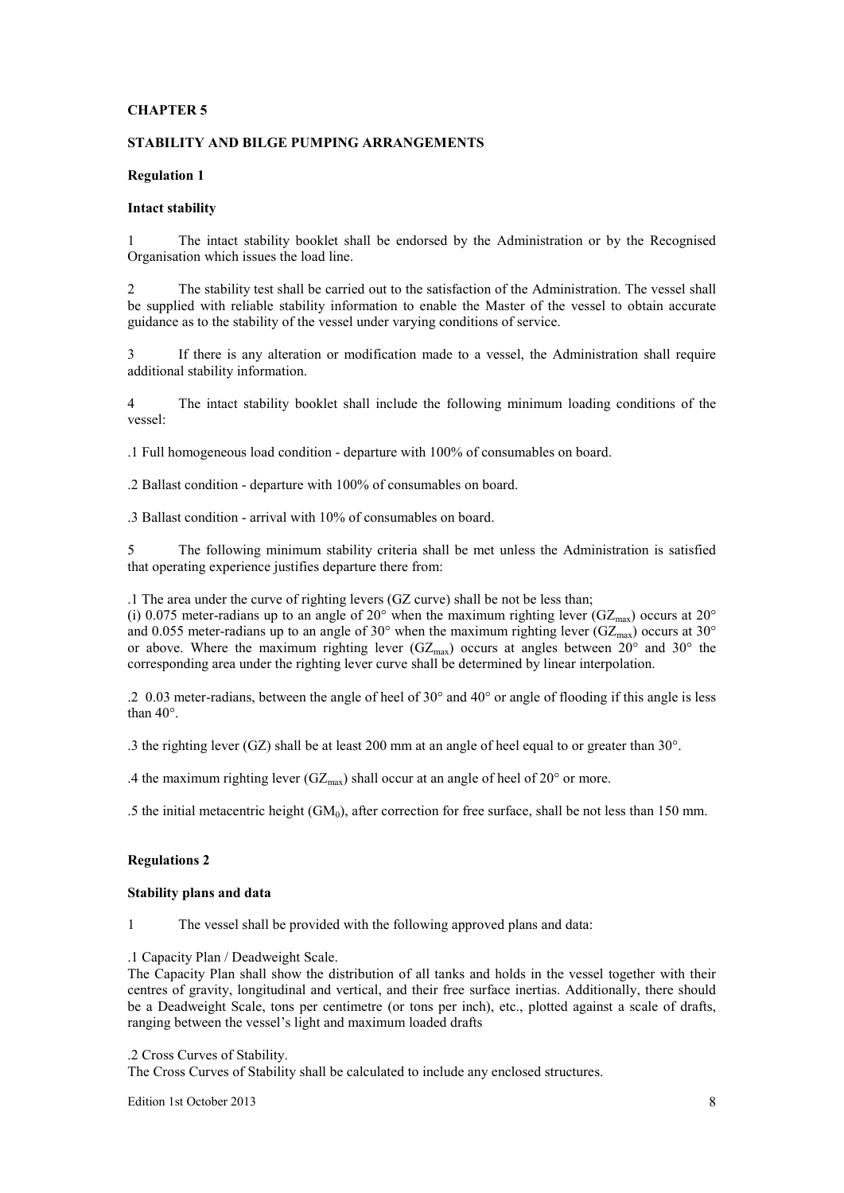# CHAPTER 5

## STABILITY AND BILGE PUMPING ARRANGEMENTS

### Regulation 1

**Intact stability**

1 The intact stability booklet shall be endorsed by the Administration or by the Recognised Organisation which issues the load line.

2 The stability test shall be carried out to the satisfaction of the Administration. The vessel shall be supplied with reliable stability information to enable the Master of the vessel to obtain accurate guidance as to the stability of the vessel under varying conditions of service.

3 If there is any alteration or modification made to a vessel, the Administration shall require additional stability information.

4 The intact stability booklet shall include the following minimum loading conditions of the vessel:

.1 Full homogeneous load condition - departure with 100% of consumables on board.

.2 Ballast condition - departure with 100% of consumables on board.

.3 Ballast condition - arrival with 10% of consumables on board.

5 The following minimum stability criteria shall be met unless the Administration is satisfied that operating experience justifies departure there from:

.1 The area under the curve of righting levers (GZ curve) shall be not be less than;
(i) 0.075 meter-radians up to an angle of 20° when the maximum righting lever ($GZ_{max}$) occurs at 20° and 0.055 meter-radians up to an angle of 30° when the maximum righting lever ($GZ_{max}$) occurs at 30° or above. Where the maximum righting lever ($GZ_{max}$) occurs at angles between 20° and 30° the corresponding area under the righting lever curve shall be determined by linear interpolation.

.2 0.03 meter-radians, between the angle of heel of 30° and 40° or angle of flooding if this angle is less than 40°.

.3 the righting lever (GZ) shall be at least 200 mm at an angle of heel equal to or greater than 30°.

.4 the maximum righting lever ($GZ_{max}$) shall occur at an angle of heel of 20° or more.

.5 the initial metacentric height ($GM_0$), after correction for free surface, shall be not less than 150 mm.

### Regulations 2

**Stability plans and data**

1 The vessel shall be provided with the following approved plans and data:

.1 Capacity Plan / Deadweight Scale.
The Capacity Plan shall show the distribution of all tanks and holds in the vessel together with their centres of gravity, longitudinal and vertical, and their free surface inertias. Additionally, there should be a Deadweight Scale, tons per centimetre (or tons per inch), etc., plotted against a scale of drafts, ranging between the vessel's light and maximum loaded drafts

.2 Cross Curves of Stability.
The Cross Curves of Stability shall be calculated to include any enclosed structures.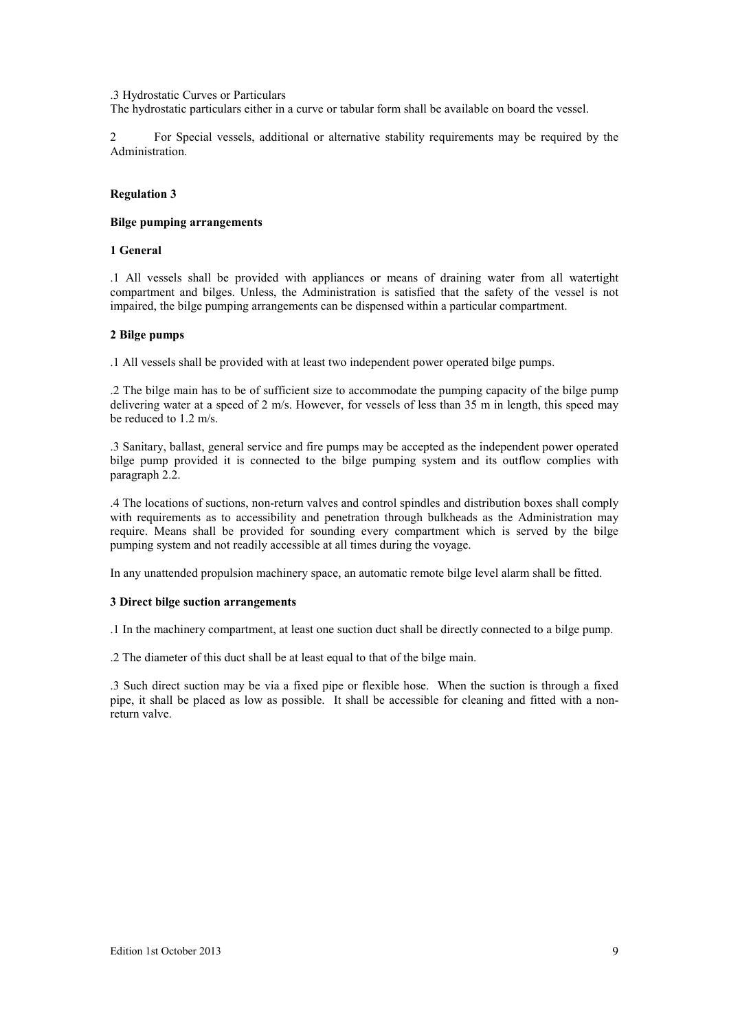.3 Hydrostatic Curves or Particulars
The hydrostatic particulars either in a curve or tabular form shall be available on board the vessel.

2 For Special vessels, additional or alternative stability requirements may be required by the Administration.

**Regulation 3**

**Bilge pumping arrangements**

**1 General**

.1 All vessels shall be provided with appliances or means of draining water from all watertight compartment and bilges. Unless, the Administration is satisfied that the safety of the vessel is not impaired, the bilge pumping arrangements can be dispensed within a particular compartment.

**2 Bilge pumps**

.1 All vessels shall be provided with at least two independent power operated bilge pumps.

.2 The bilge main has to be of sufficient size to accommodate the pumping capacity of the bilge pump delivering water at a speed of 2 m/s. However, for vessels of less than 35 m in length, this speed may be reduced to 1.2 m/s.

.3 Sanitary, ballast, general service and fire pumps may be accepted as the independent power operated bilge pump provided it is connected to the bilge pumping system and its outflow complies with paragraph 2.2.

.4 The locations of suctions, non-return valves and control spindles and distribution boxes shall comply with requirements as to accessibility and penetration through bulkheads as the Administration may require. Means shall be provided for sounding every compartment which is served by the bilge pumping system and not readily accessible at all times during the voyage.

In any unattended propulsion machinery space, an automatic remote bilge level alarm shall be fitted.

**3 Direct bilge suction arrangements**

.1 In the machinery compartment, at least one suction duct shall be directly connected to a bilge pump.

.2 The diameter of this duct shall be at least equal to that of the bilge main.

.3 Such direct suction may be via a fixed pipe or flexible hose. When the suction is through a fixed pipe, it shall be placed as low as possible. It shall be accessible for cleaning and fitted with a non-return valve.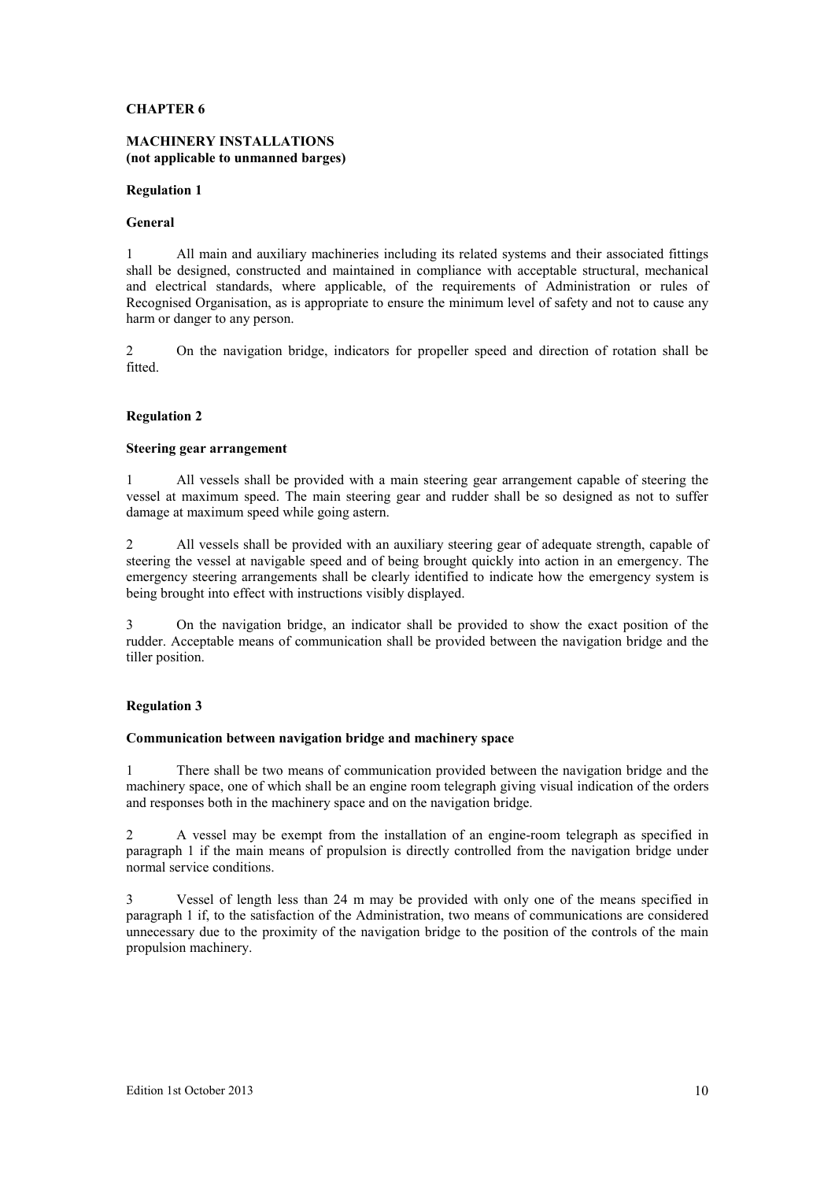# CHAPTER 6

## MACHINERY INSTALLATIONS
**(not applicable to unmanned barges)**

### Regulation 1

**General**

1 All main and auxiliary machineries including its related systems and their associated fittings shall be designed, constructed and maintained in compliance with acceptable structural, mechanical and electrical standards, where applicable, of the requirements of Administration or rules of Recognised Organisation, as is appropriate to ensure the minimum level of safety and not to cause any harm or danger to any person.

2 On the navigation bridge, indicators for propeller speed and direction of rotation shall be fitted.

### Regulation 2

**Steering gear arrangement**

1 All vessels shall be provided with a main steering gear arrangement capable of steering the vessel at maximum speed. The main steering gear and rudder shall be so designed as not to suffer damage at maximum speed while going astern.

2 All vessels shall be provided with an auxiliary steering gear of adequate strength, capable of steering the vessel at navigable speed and of being brought quickly into action in an emergency. The emergency steering arrangements shall be clearly identified to indicate how the emergency system is being brought into effect with instructions visibly displayed.

3 On the navigation bridge, an indicator shall be provided to show the exact position of the rudder. Acceptable means of communication shall be provided between the navigation bridge and the tiller position.

### Regulation 3

**Communication between navigation bridge and machinery space**

1 There shall be two means of communication provided between the navigation bridge and the machinery space, one of which shall be an engine room telegraph giving visual indication of the orders and responses both in the machinery space and on the navigation bridge.

2 A vessel may be exempt from the installation of an engine-room telegraph as specified in paragraph 1 if the main means of propulsion is directly controlled from the navigation bridge under normal service conditions.

3 Vessel of length less than 24 m may be provided with only one of the means specified in paragraph 1 if, to the satisfaction of the Administration, two means of communications are considered unnecessary due to the proximity of the navigation bridge to the position of the controls of the main propulsion machinery.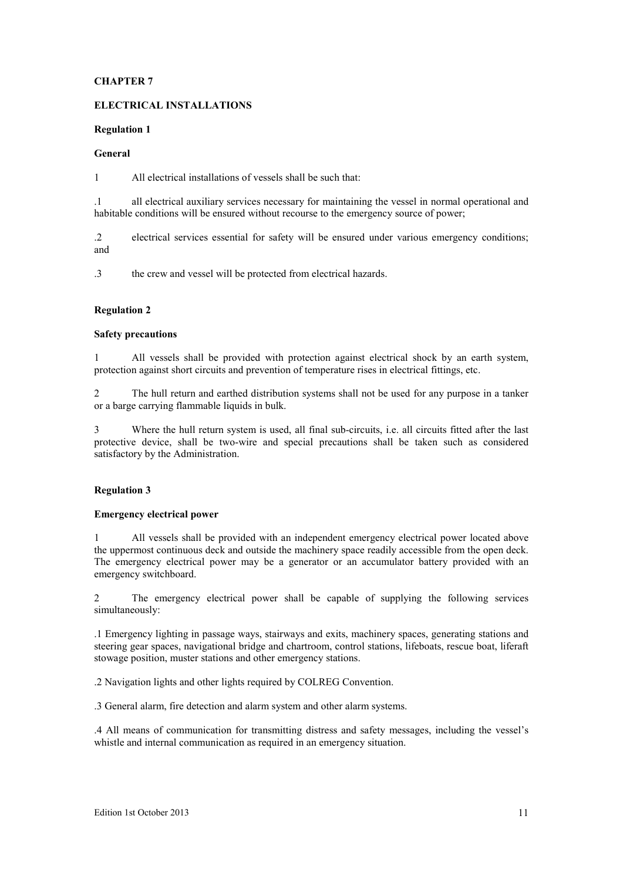# CHAPTER 7

## ELECTRICAL INSTALLATIONS

### Regulation 1

#### General

1 All electrical installations of vessels shall be such that:

.1 all electrical auxiliary services necessary for maintaining the vessel in normal operational and habitable conditions will be ensured without recourse to the emergency source of power;

.2 electrical services essential for safety will be ensured under various emergency conditions; and

.3 the crew and vessel will be protected from electrical hazards.

### Regulation 2

#### Safety precautions

1 All vessels shall be provided with protection against electrical shock by an earth system, protection against short circuits and prevention of temperature rises in electrical fittings, etc.

2 The hull return and earthed distribution systems shall not be used for any purpose in a tanker or a barge carrying flammable liquids in bulk.

3 Where the hull return system is used, all final sub-circuits, i.e. all circuits fitted after the last protective device, shall be two-wire and special precautions shall be taken such as considered satisfactory by the Administration.

### Regulation 3

#### Emergency electrical power

1 All vessels shall be provided with an independent emergency electrical power located above the uppermost continuous deck and outside the machinery space readily accessible from the open deck. The emergency electrical power may be a generator or an accumulator battery provided with an emergency switchboard.

2 The emergency electrical power shall be capable of supplying the following services simultaneously:

.1 Emergency lighting in passage ways, stairways and exits, machinery spaces, generating stations and steering gear spaces, navigational bridge and chartroom, control stations, lifeboats, rescue boat, liferaft stowage position, muster stations and other emergency stations.

.2 Navigation lights and other lights required by COLREG Convention.

.3 General alarm, fire detection and alarm system and other alarm systems.

.4 All means of communication for transmitting distress and safety messages, including the vessel's whistle and internal communication as required in an emergency situation.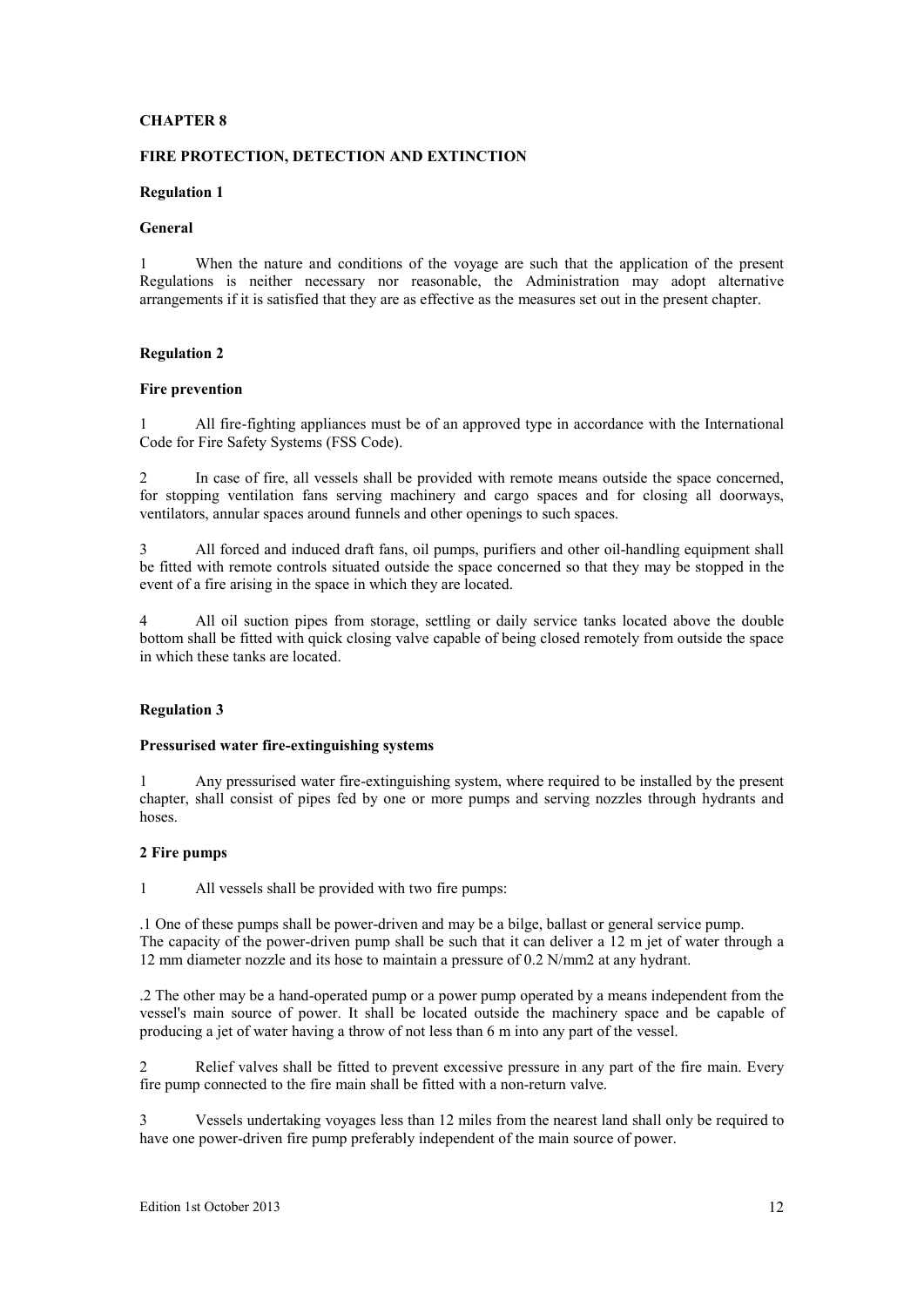# CHAPTER 8

## FIRE PROTECTION, DETECTION AND EXTINCTION

### Regulation 1

**General**

1 When the nature and conditions of the voyage are such that the application of the present Regulations is neither necessary nor reasonable, the Administration may adopt alternative arrangements if it is satisfied that they are as effective as the measures set out in the present chapter.

### Regulation 2

**Fire prevention**

1 All fire-fighting appliances must be of an approved type in accordance with the International Code for Fire Safety Systems (FSS Code).

2 In case of fire, all vessels shall be provided with remote means outside the space concerned, for stopping ventilation fans serving machinery and cargo spaces and for closing all doorways, ventilators, annular spaces around funnels and other openings to such spaces.

3 All forced and induced draft fans, oil pumps, purifiers and other oil-handling equipment shall be fitted with remote controls situated outside the space concerned so that they may be stopped in the event of a fire arising in the space in which they are located.

4 All oil suction pipes from storage, settling or daily service tanks located above the double bottom shall be fitted with quick closing valve capable of being closed remotely from outside the space in which these tanks are located.

### Regulation 3

**Pressurised water fire-extinguishing systems**

1 Any pressurised water fire-extinguishing system, where required to be installed by the present chapter, shall consist of pipes fed by one or more pumps and serving nozzles through hydrants and hoses.

**2 Fire pumps**

1 All vessels shall be provided with two fire pumps:

.1 One of these pumps shall be power-driven and may be a bilge, ballast or general service pump. The capacity of the power-driven pump shall be such that it can deliver a 12 m jet of water through a 12 mm diameter nozzle and its hose to maintain a pressure of 0.2 N/mm2 at any hydrant.

.2 The other may be a hand-operated pump or a power pump operated by a means independent from the vessel's main source of power. It shall be located outside the machinery space and be capable of producing a jet of water having a throw of not less than 6 m into any part of the vessel.

2 Relief valves shall be fitted to prevent excessive pressure in any part of the fire main. Every fire pump connected to the fire main shall be fitted with a non-return valve.

3 Vessels undertaking voyages less than 12 miles from the nearest land shall only be required to have one power-driven fire pump preferably independent of the main source of power.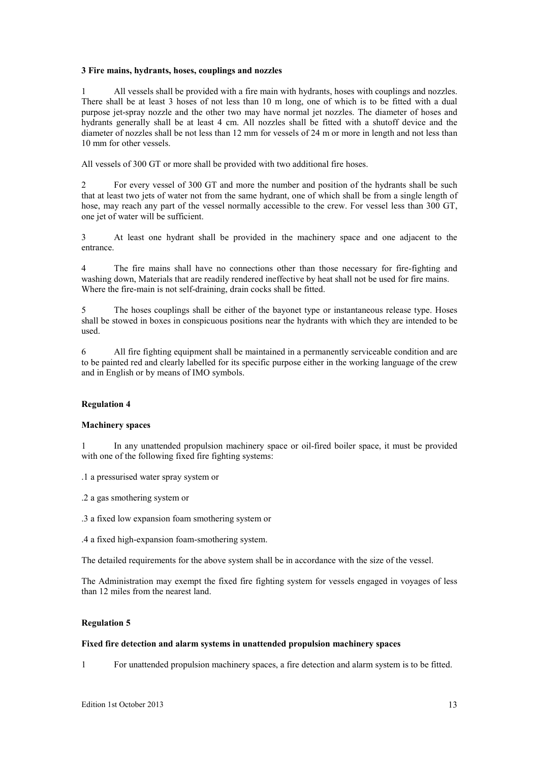**3 Fire mains, hydrants, hoses, couplings and nozzles**

1 All vessels shall be provided with a fire main with hydrants, hoses with couplings and nozzles. There shall be at least 3 hoses of not less than 10 m long, one of which is to be fitted with a dual purpose jet-spray nozzle and the other two may have normal jet nozzles. The diameter of hoses and hydrants generally shall be at least 4 cm. All nozzles shall be fitted with a shutoff device and the diameter of nozzles shall be not less than 12 mm for vessels of 24 m or more in length and not less than 10 mm for other vessels.

All vessels of 300 GT or more shall be provided with two additional fire hoses.

2 For every vessel of 300 GT and more the number and position of the hydrants shall be such that at least two jets of water not from the same hydrant, one of which shall be from a single length of hose, may reach any part of the vessel normally accessible to the crew. For vessel less than 300 GT, one jet of water will be sufficient.

3 At least one hydrant shall be provided in the machinery space and one adjacent to the entrance.

4 The fire mains shall have no connections other than those necessary for fire-fighting and washing down, Materials that are readily rendered ineffective by heat shall not be used for fire mains. Where the fire-main is not self-draining, drain cocks shall be fitted.

5 The hoses couplings shall be either of the bayonet type or instantaneous release type. Hoses shall be stowed in boxes in conspicuous positions near the hydrants with which they are intended to be used.

6 All fire fighting equipment shall be maintained in a permanently serviceable condition and are to be painted red and clearly labelled for its specific purpose either in the working language of the crew and in English or by means of IMO symbols.

**Regulation 4**

**Machinery spaces**

1 In any unattended propulsion machinery space or oil-fired boiler space, it must be provided with one of the following fixed fire fighting systems:

.1 a pressurised water spray system or

.2 a gas smothering system or

.3 a fixed low expansion foam smothering system or

.4 a fixed high-expansion foam-smothering system.

The detailed requirements for the above system shall be in accordance with the size of the vessel.

The Administration may exempt the fixed fire fighting system for vessels engaged in voyages of less than 12 miles from the nearest land.

**Regulation 5**

**Fixed fire detection and alarm systems in unattended propulsion machinery spaces**

1 For unattended propulsion machinery spaces, a fire detection and alarm system is to be fitted.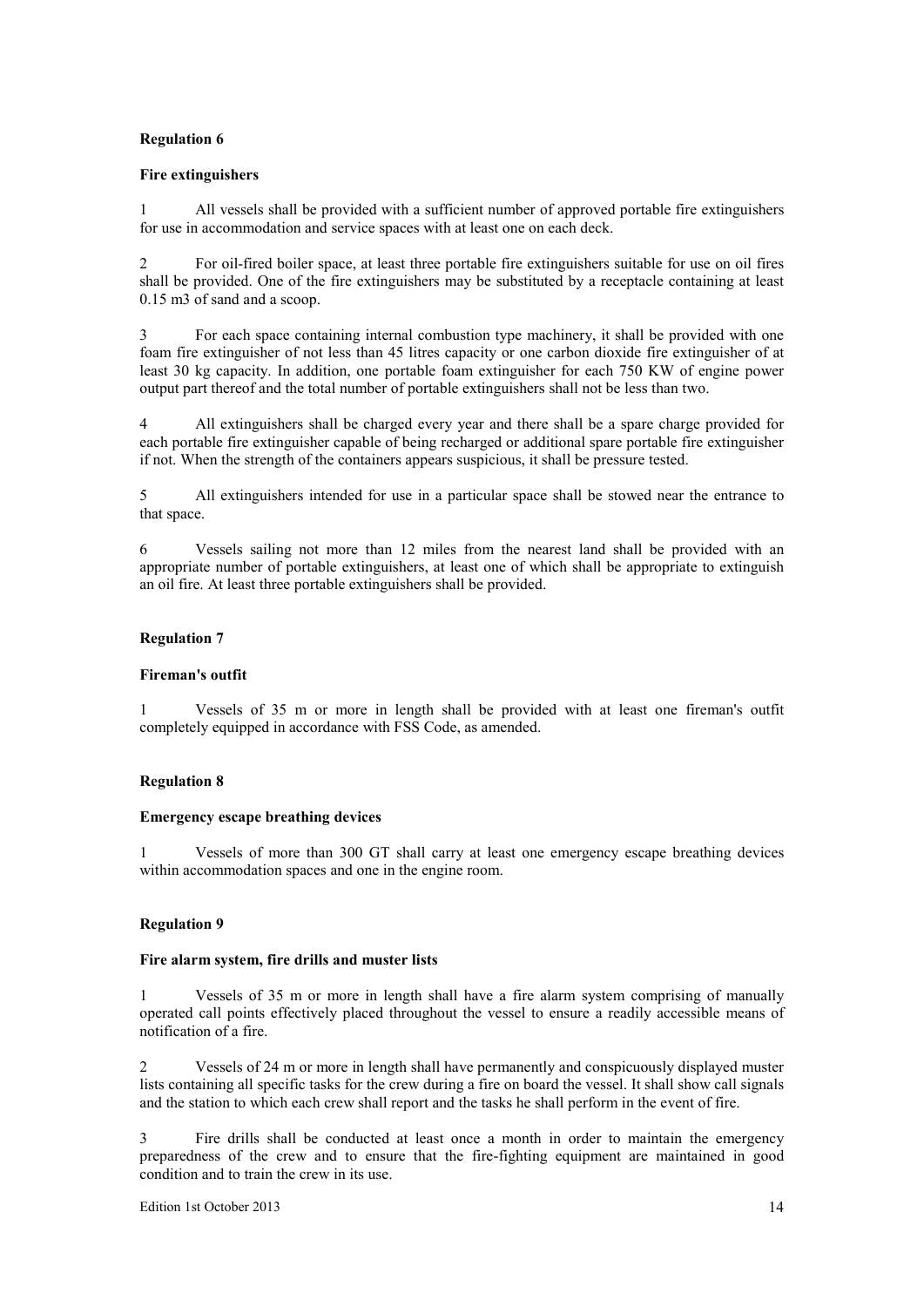**Regulation 6**

**Fire extinguishers**

1 All vessels shall be provided with a sufficient number of approved portable fire extinguishers for use in accommodation and service spaces with at least one on each deck.

2 For oil-fired boiler space, at least three portable fire extinguishers suitable for use on oil fires shall be provided. One of the fire extinguishers may be substituted by a receptacle containing at least 0.15 m3 of sand and a scoop.

3 For each space containing internal combustion type machinery, it shall be provided with one foam fire extinguisher of not less than 45 litres capacity or one carbon dioxide fire extinguisher of at least 30 kg capacity. In addition, one portable foam extinguisher for each 750 KW of engine power output part thereof and the total number of portable extinguishers shall not be less than two.

4 All extinguishers shall be charged every year and there shall be a spare charge provided for each portable fire extinguisher capable of being recharged or additional spare portable fire extinguisher if not. When the strength of the containers appears suspicious, it shall be pressure tested.

5 All extinguishers intended for use in a particular space shall be stowed near the entrance to that space.

6 Vessels sailing not more than 12 miles from the nearest land shall be provided with an appropriate number of portable extinguishers, at least one of which shall be appropriate to extinguish an oil fire. At least three portable extinguishers shall be provided.

**Regulation 7**

**Fireman's outfit**

1 Vessels of 35 m or more in length shall be provided with at least one fireman's outfit completely equipped in accordance with FSS Code, as amended.

**Regulation 8**

**Emergency escape breathing devices**

1 Vessels of more than 300 GT shall carry at least one emergency escape breathing devices within accommodation spaces and one in the engine room.

**Regulation 9**

**Fire alarm system, fire drills and muster lists**

1 Vessels of 35 m or more in length shall have a fire alarm system comprising of manually operated call points effectively placed throughout the vessel to ensure a readily accessible means of notification of a fire.

2 Vessels of 24 m or more in length shall have permanently and conspicuously displayed muster lists containing all specific tasks for the crew during a fire on board the vessel. It shall show call signals and the station to which each crew shall report and the tasks he shall perform in the event of fire.

3 Fire drills shall be conducted at least once a month in order to maintain the emergency preparedness of the crew and to ensure that the fire-fighting equipment are maintained in good condition and to train the crew in its use.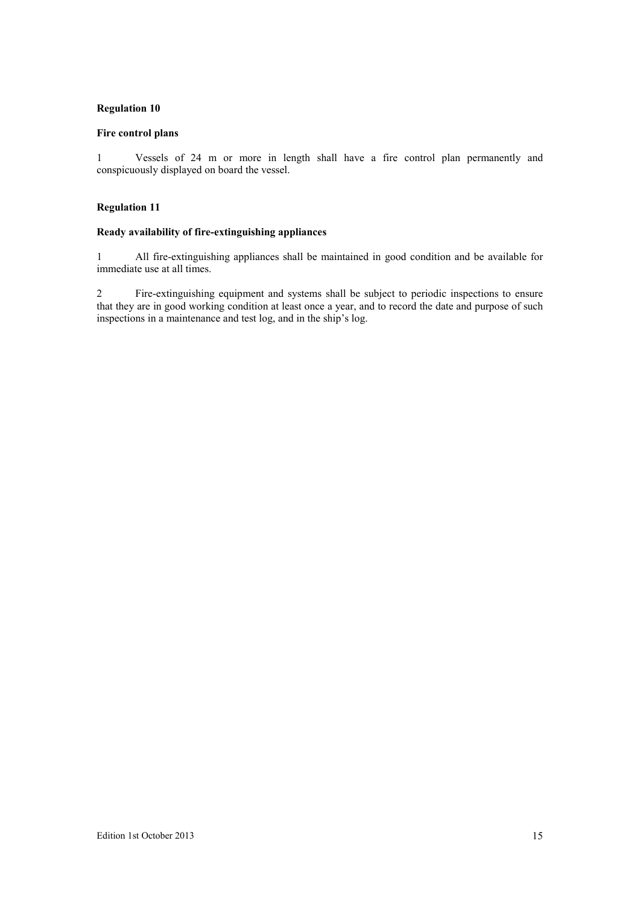**Regulation 10**

**Fire control plans**

1 Vessels of 24 m or more in length shall have a fire control plan permanently and conspicuously displayed on board the vessel.

**Regulation 11**

**Ready availability of fire-extinguishing appliances**

1 All fire-extinguishing appliances shall be maintained in good condition and be available for immediate use at all times.

2 Fire-extinguishing equipment and systems shall be subject to periodic inspections to ensure that they are in good working condition at least once a year, and to record the date and purpose of such inspections in a maintenance and test log, and in the ship's log.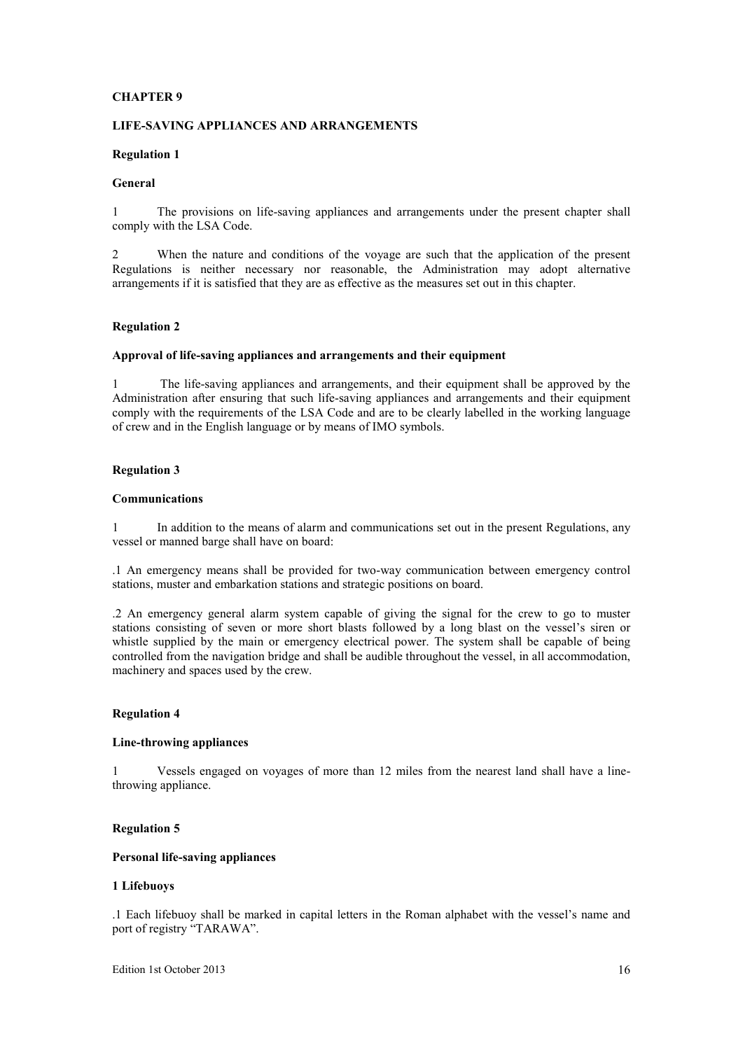# CHAPTER 9

## LIFE-SAVING APPLIANCES AND ARRANGEMENTS

### Regulation 1

**General**

1 The provisions on life-saving appliances and arrangements under the present chapter shall comply with the LSA Code.

2 When the nature and conditions of the voyage are such that the application of the present Regulations is neither necessary nor reasonable, the Administration may adopt alternative arrangements if it is satisfied that they are as effective as the measures set out in this chapter.

### Regulation 2

**Approval of life-saving appliances and arrangements and their equipment**

1 The life-saving appliances and arrangements, and their equipment shall be approved by the Administration after ensuring that such life-saving appliances and arrangements and their equipment comply with the requirements of the LSA Code and are to be clearly labelled in the working language of crew and in the English language or by means of IMO symbols.

### Regulation 3

**Communications**

1 In addition to the means of alarm and communications set out in the present Regulations, any vessel or manned barge shall have on board:

.1 An emergency means shall be provided for two-way communication between emergency control stations, muster and embarkation stations and strategic positions on board.

.2 An emergency general alarm system capable of giving the signal for the crew to go to muster stations consisting of seven or more short blasts followed by a long blast on the vessel's siren or whistle supplied by the main or emergency electrical power. The system shall be capable of being controlled from the navigation bridge and shall be audible throughout the vessel, in all accommodation, machinery and spaces used by the crew.

### Regulation 4

**Line-throwing appliances**

1 Vessels engaged on voyages of more than 12 miles from the nearest land shall have a line-throwing appliance.

### Regulation 5

**Personal life-saving appliances**

**1 Lifebuoys**

.1 Each lifebuoy shall be marked in capital letters in the Roman alphabet with the vessel's name and port of registry "TARAWA".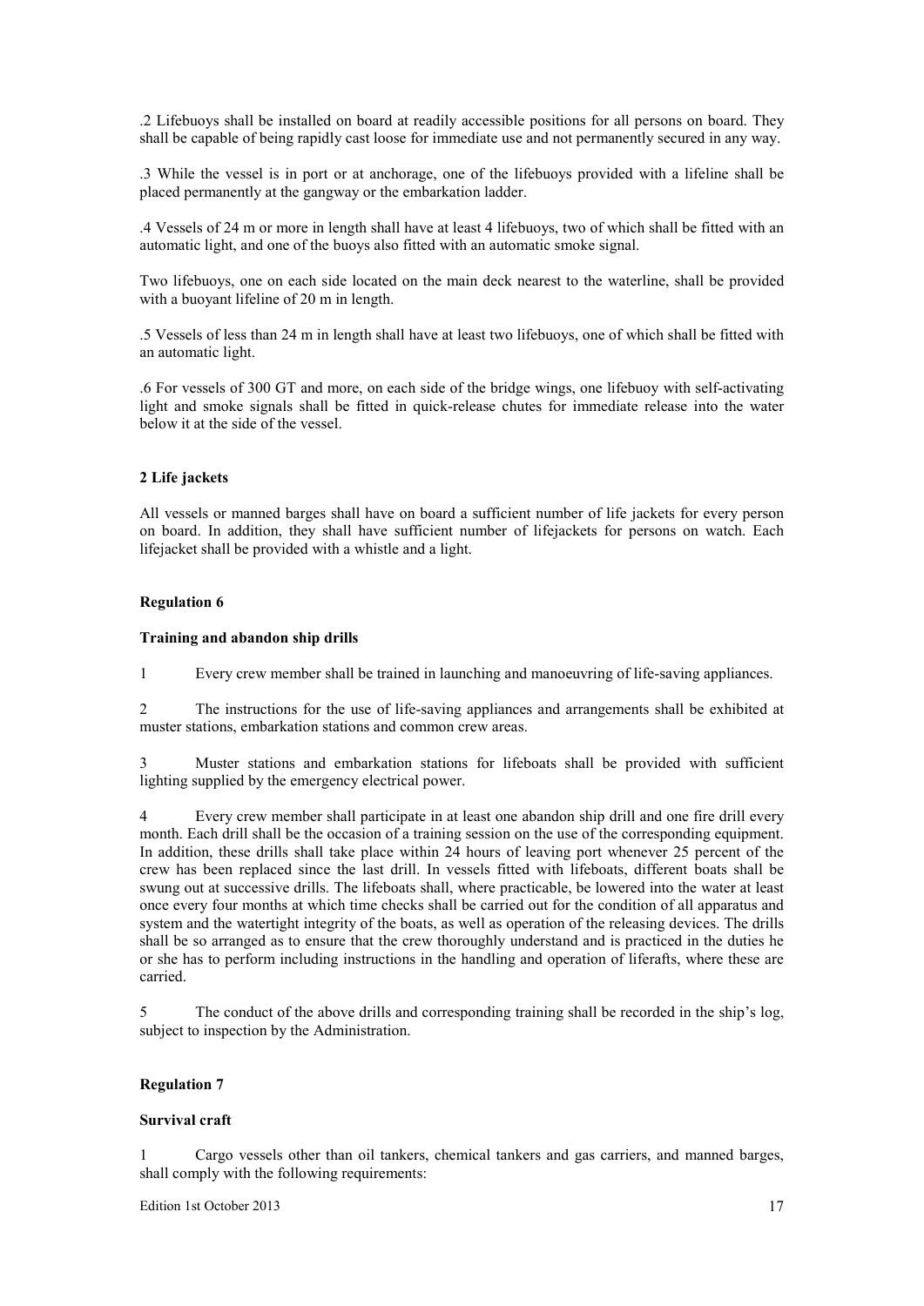.2 Lifebuoys shall be installed on board at readily accessible positions for all persons on board. They shall be capable of being rapidly cast loose for immediate use and not permanently secured in any way.

.3 While the vessel is in port or at anchorage, one of the lifebuoys provided with a lifeline shall be placed permanently at the gangway or the embarkation ladder.

.4 Vessels of 24 m or more in length shall have at least 4 lifebuoys, two of which shall be fitted with an automatic light, and one of the buoys also fitted with an automatic smoke signal.

Two lifebuoys, one on each side located on the main deck nearest to the waterline, shall be provided with a buoyant lifeline of 20 m in length.

.5 Vessels of less than 24 m in length shall have at least two lifebuoys, one of which shall be fitted with an automatic light.

.6 For vessels of 300 GT and more, on each side of the bridge wings, one lifebuoy with self-activating light and smoke signals shall be fitted in quick-release chutes for immediate release into the water below it at the side of the vessel.

**2 Life jackets**

All vessels or manned barges shall have on board a sufficient number of life jackets for every person on board. In addition, they shall have sufficient number of lifejackets for persons on watch. Each lifejacket shall be provided with a whistle and a light.

**Regulation 6**

**Training and abandon ship drills**

1 Every crew member shall be trained in launching and manoeuvring of life-saving appliances.

2 The instructions for the use of life-saving appliances and arrangements shall be exhibited at muster stations, embarkation stations and common crew areas.

3 Muster stations and embarkation stations for lifeboats shall be provided with sufficient lighting supplied by the emergency electrical power.

4 Every crew member shall participate in at least one abandon ship drill and one fire drill every month. Each drill shall be the occasion of a training session on the use of the corresponding equipment. In addition, these drills shall take place within 24 hours of leaving port whenever 25 percent of the crew has been replaced since the last drill. In vessels fitted with lifeboats, different boats shall be swung out at successive drills. The lifeboats shall, where practicable, be lowered into the water at least once every four months at which time checks shall be carried out for the condition of all apparatus and system and the watertight integrity of the boats, as well as operation of the releasing devices. The drills shall be so arranged as to ensure that the crew thoroughly understand and is practiced in the duties he or she has to perform including instructions in the handling and operation of liferafts, where these are carried.

5 The conduct of the above drills and corresponding training shall be recorded in the ship's log, subject to inspection by the Administration.

**Regulation 7**

**Survival craft**

1 Cargo vessels other than oil tankers, chemical tankers and gas carriers, and manned barges, shall comply with the following requirements: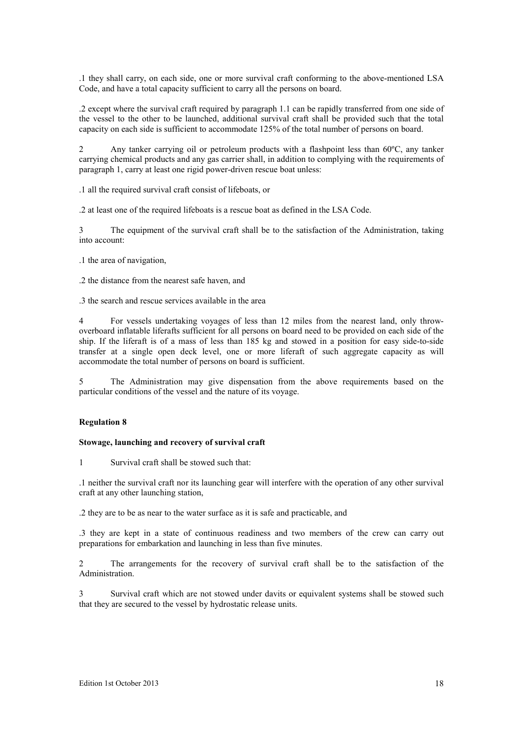.1 they shall carry, on each side, one or more survival craft conforming to the above-mentioned LSA Code, and have a total capacity sufficient to carry all the persons on board.

.2 except where the survival craft required by paragraph 1.1 can be rapidly transferred from one side of the vessel to the other to be launched, additional survival craft shall be provided such that the total capacity on each side is sufficient to accommodate 125% of the total number of persons on board.

2 Any tanker carrying oil or petroleum products with a flashpoint less than 60ºC, any tanker carrying chemical products and any gas carrier shall, in addition to complying with the requirements of paragraph 1, carry at least one rigid power-driven rescue boat unless:

.1 all the required survival craft consist of lifeboats, or

.2 at least one of the required lifeboats is a rescue boat as defined in the LSA Code.

3 The equipment of the survival craft shall be to the satisfaction of the Administration, taking into account:

.1 the area of navigation,

.2 the distance from the nearest safe haven, and

.3 the search and rescue services available in the area

4 For vessels undertaking voyages of less than 12 miles from the nearest land, only throw-overboard inflatable liferafts sufficient for all persons on board need to be provided on each side of the ship. If the liferaft is of a mass of less than 185 kg and stowed in a position for easy side-to-side transfer at a single open deck level, one or more liferaft of such aggregate capacity as will accommodate the total number of persons on board is sufficient.

5 The Administration may give dispensation from the above requirements based on the particular conditions of the vessel and the nature of its voyage.

**Regulation 8**

**Stowage, launching and recovery of survival craft**

1 Survival craft shall be stowed such that:

.1 neither the survival craft nor its launching gear will interfere with the operation of any other survival craft at any other launching station,

.2 they are to be as near to the water surface as it is safe and practicable, and

.3 they are kept in a state of continuous readiness and two members of the crew can carry out preparations for embarkation and launching in less than five minutes.

2 The arrangements for the recovery of survival craft shall be to the satisfaction of the Administration.

3 Survival craft which are not stowed under davits or equivalent systems shall be stowed such that they are secured to the vessel by hydrostatic release units.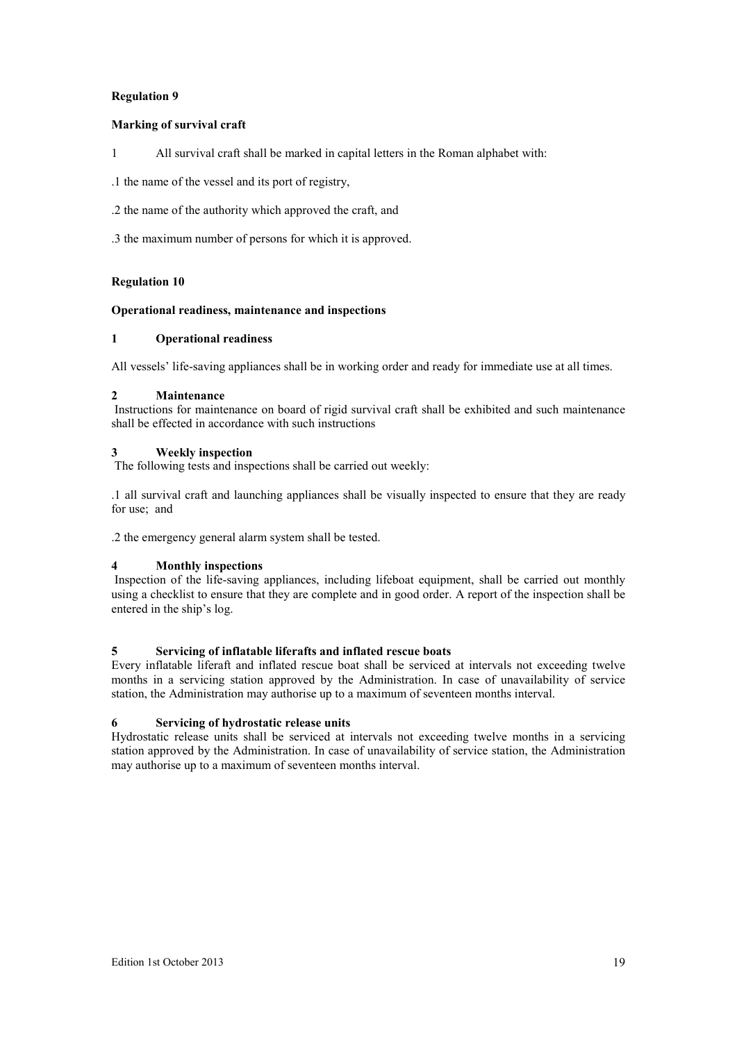**Regulation 9**

**Marking of survival craft**

1 All survival craft shall be marked in capital letters in the Roman alphabet with:

.1 the name of the vessel and its port of registry,

.2 the name of the authority which approved the craft, and

.3 the maximum number of persons for which it is approved.

**Regulation 10**

**Operational readiness, maintenance and inspections**

**1 Operational readiness**

All vessels' life-saving appliances shall be in working order and ready for immediate use at all times.

**2 Maintenance**

Instructions for maintenance on board of rigid survival craft shall be exhibited and such maintenance shall be effected in accordance with such instructions

**3 Weekly inspection**

The following tests and inspections shall be carried out weekly:

.1 all survival craft and launching appliances shall be visually inspected to ensure that they are ready for use; and

.2 the emergency general alarm system shall be tested.

**4 Monthly inspections**

Inspection of the life-saving appliances, including lifeboat equipment, shall be carried out monthly using a checklist to ensure that they are complete and in good order. A report of the inspection shall be entered in the ship's log.

**5 Servicing of inflatable liferafts and inflated rescue boats**

Every inflatable liferaft and inflated rescue boat shall be serviced at intervals not exceeding twelve months in a servicing station approved by the Administration. In case of unavailability of service station, the Administration may authorise up to a maximum of seventeen months interval.

**6 Servicing of hydrostatic release units**

Hydrostatic release units shall be serviced at intervals not exceeding twelve months in a servicing station approved by the Administration. In case of unavailability of service station, the Administration may authorise up to a maximum of seventeen months interval.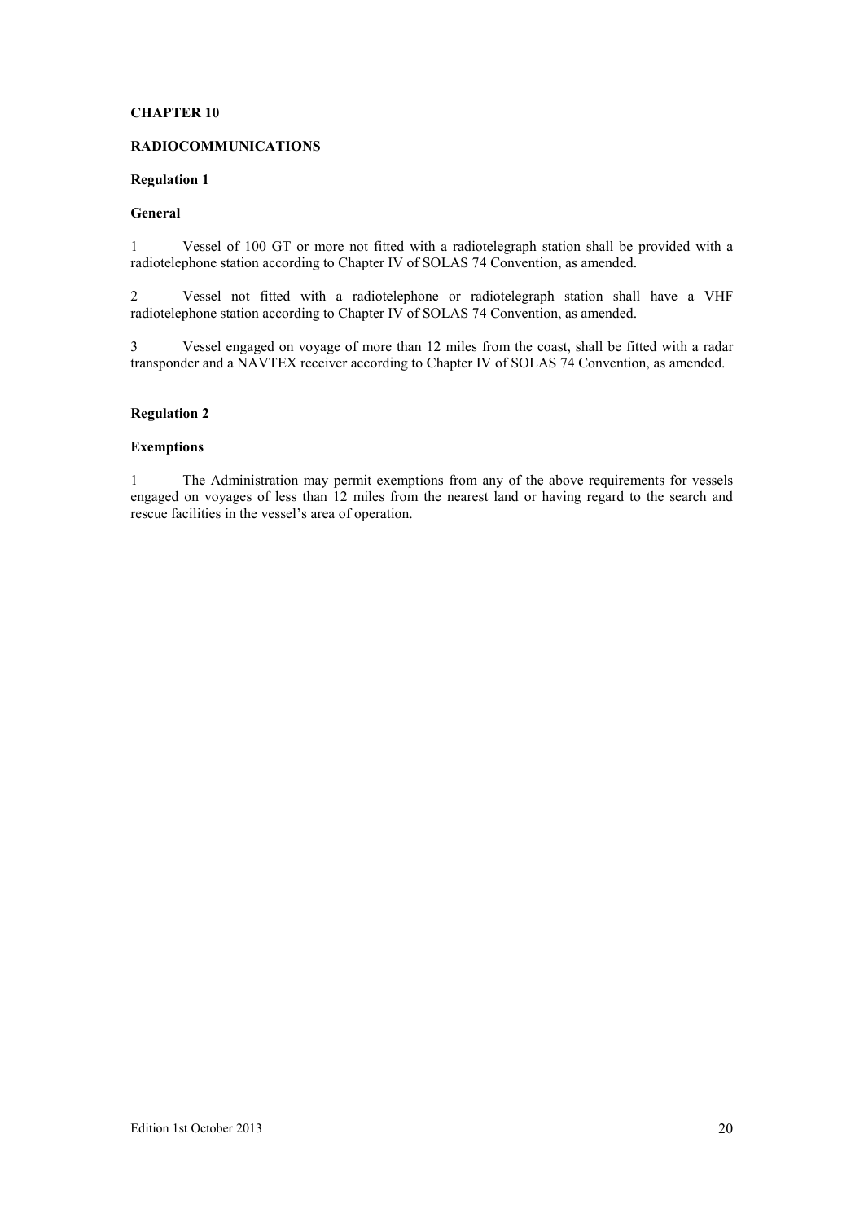## CHAPTER 10

## RADIOCOMMUNICATIONS

### Regulation 1

### General

1 Vessel of 100 GT or more not fitted with a radiotelegraph station shall be provided with a radiotelephone station according to Chapter IV of SOLAS 74 Convention, as amended.

2 Vessel not fitted with a radiotelephone or radiotelegraph station shall have a VHF radiotelephone station according to Chapter IV of SOLAS 74 Convention, as amended.

3 Vessel engaged on voyage of more than 12 miles from the coast, shall be fitted with a radar transponder and a NAVTEX receiver according to Chapter IV of SOLAS 74 Convention, as amended.

### Regulation 2

### Exemptions

1 The Administration may permit exemptions from any of the above requirements for vessels engaged on voyages of less than 12 miles from the nearest land or having regard to the search and rescue facilities in the vessel's area of operation.

Edition 1st October 2013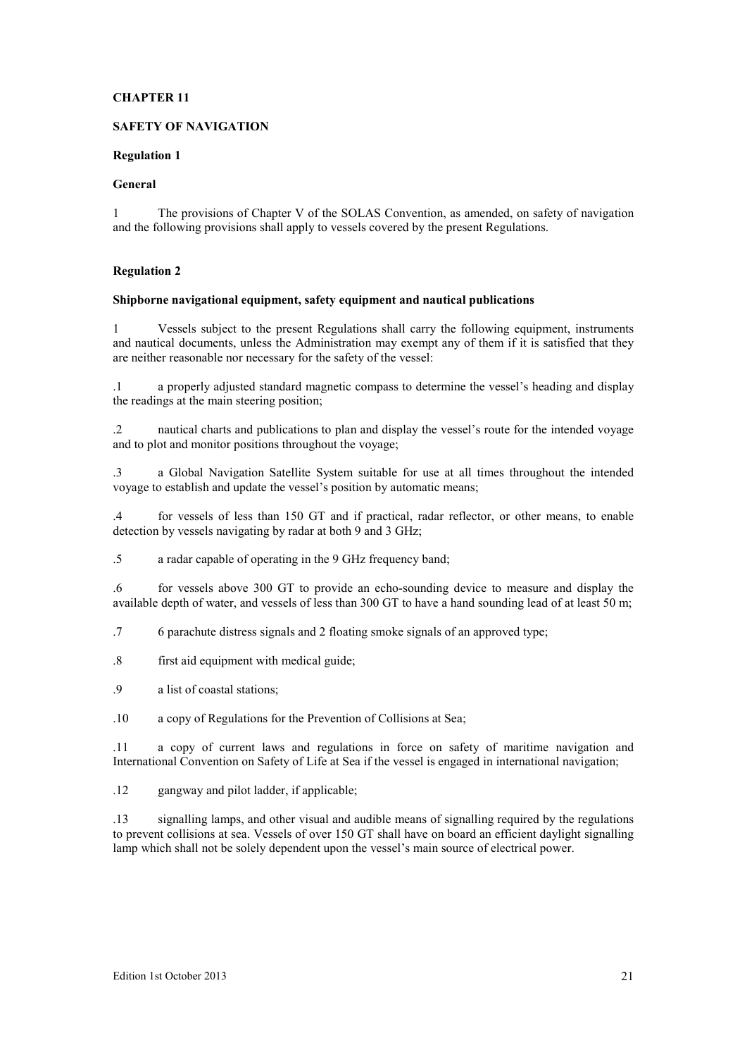# CHAPTER 11

## SAFETY OF NAVIGATION

### Regulation 1

**General**

1 The provisions of Chapter V of the SOLAS Convention, as amended, on safety of navigation and the following provisions shall apply to vessels covered by the present Regulations.

### Regulation 2

**Shipborne navigational equipment, safety equipment and nautical publications**

1 Vessels subject to the present Regulations shall carry the following equipment, instruments and nautical documents, unless the Administration may exempt any of them if it is satisfied that they are neither reasonable nor necessary for the safety of the vessel:

.1 a properly adjusted standard magnetic compass to determine the vessel's heading and display the readings at the main steering position;

.2 nautical charts and publications to plan and display the vessel's route for the intended voyage and to plot and monitor positions throughout the voyage;

.3 a Global Navigation Satellite System suitable for use at all times throughout the intended voyage to establish and update the vessel's position by automatic means;

.4 for vessels of less than 150 GT and if practical, radar reflector, or other means, to enable detection by vessels navigating by radar at both 9 and 3 GHz;

.5 a radar capable of operating in the 9 GHz frequency band;

.6 for vessels above 300 GT to provide an echo-sounding device to measure and display the available depth of water, and vessels of less than 300 GT to have a hand sounding lead of at least 50 m;

.7 6 parachute distress signals and 2 floating smoke signals of an approved type;

.8 first aid equipment with medical guide;

.9 a list of coastal stations;

.10 a copy of Regulations for the Prevention of Collisions at Sea;

.11 a copy of current laws and regulations in force on safety of maritime navigation and International Convention on Safety of Life at Sea if the vessel is engaged in international navigation;

.12 gangway and pilot ladder, if applicable;

.13 signalling lamps, and other visual and audible means of signalling required by the regulations to prevent collisions at sea. Vessels of over 150 GT shall have on board an efficient daylight signalling lamp which shall not be solely dependent upon the vessel's main source of electrical power.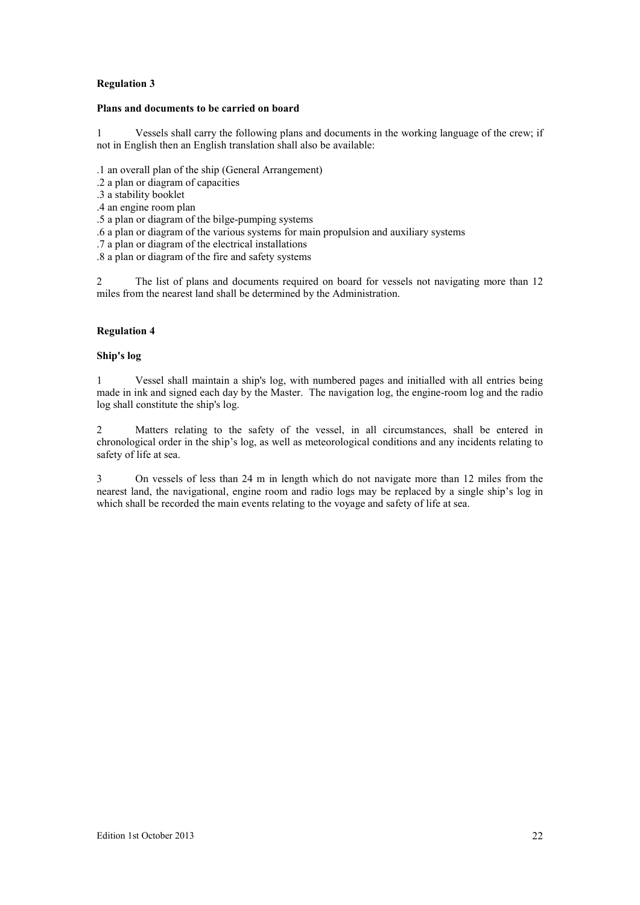**Regulation 3**

**Plans and documents to be carried on board**

1 Vessels shall carry the following plans and documents in the working language of the crew; if not in English then an English translation shall also be available:

.1 an overall plan of the ship (General Arrangement)
.2 a plan or diagram of capacities
.3 a stability booklet
.4 an engine room plan
.5 a plan or diagram of the bilge-pumping systems
.6 a plan or diagram of the various systems for main propulsion and auxiliary systems
.7 a plan or diagram of the electrical installations
.8 a plan or diagram of the fire and safety systems

2 The list of plans and documents required on board for vessels not navigating more than 12 miles from the nearest land shall be determined by the Administration.

**Regulation 4**

**Ship's log**

1 Vessel shall maintain a ship's log, with numbered pages and initialled with all entries being made in ink and signed each day by the Master. The navigation log, the engine-room log and the radio log shall constitute the ship's log.

2 Matters relating to the safety of the vessel, in all circumstances, shall be entered in chronological order in the ship's log, as well as meteorological conditions and any incidents relating to safety of life at sea.

3 On vessels of less than 24 m in length which do not navigate more than 12 miles from the nearest land, the navigational, engine room and radio logs may be replaced by a single ship's log in which shall be recorded the main events relating to the voyage and safety of life at sea.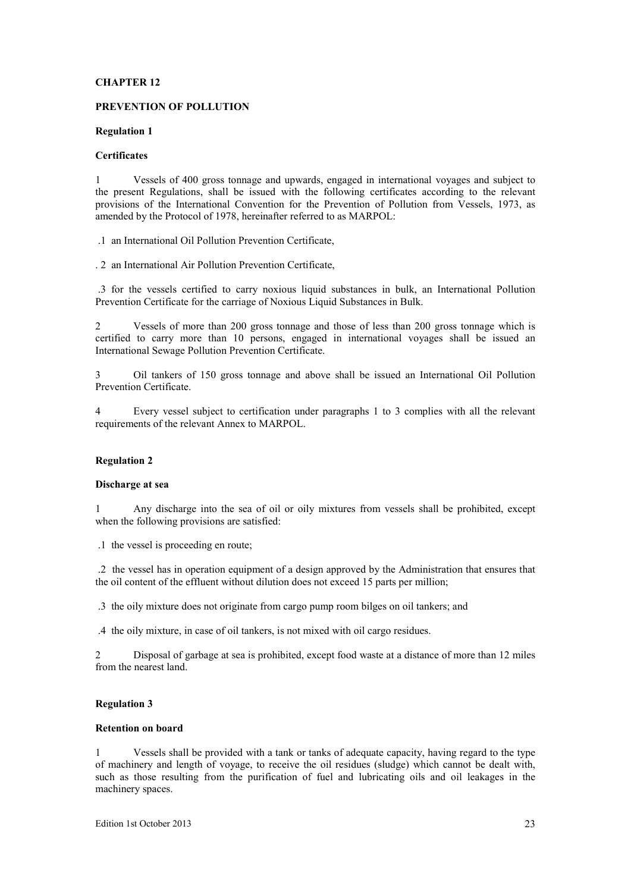# CHAPTER 12

## PREVENTION OF POLLUTION

### Regulation 1

**Certificates**

1 Vessels of 400 gross tonnage and upwards, engaged in international voyages and subject to the present Regulations, shall be issued with the following certificates according to the relevant provisions of the International Convention for the Prevention of Pollution from Vessels, 1973, as amended by the Protocol of 1978, hereinafter referred to as MARPOL:

.1 an International Oil Pollution Prevention Certificate,

. 2 an International Air Pollution Prevention Certificate,

.3 for the vessels certified to carry noxious liquid substances in bulk, an International Pollution Prevention Certificate for the carriage of Noxious Liquid Substances in Bulk.

2 Vessels of more than 200 gross tonnage and those of less than 200 gross tonnage which is certified to carry more than 10 persons, engaged in international voyages shall be issued an International Sewage Pollution Prevention Certificate.

3 Oil tankers of 150 gross tonnage and above shall be issued an International Oil Pollution Prevention Certificate.

4 Every vessel subject to certification under paragraphs 1 to 3 complies with all the relevant requirements of the relevant Annex to MARPOL.

### Regulation 2

**Discharge at sea**

1 Any discharge into the sea of oil or oily mixtures from vessels shall be prohibited, except when the following provisions are satisfied:

.1 the vessel is proceeding en route;

.2 the vessel has in operation equipment of a design approved by the Administration that ensures that the oil content of the effluent without dilution does not exceed 15 parts per million;

.3 the oily mixture does not originate from cargo pump room bilges on oil tankers; and

.4 the oily mixture, in case of oil tankers, is not mixed with oil cargo residues.

2 Disposal of garbage at sea is prohibited, except food waste at a distance of more than 12 miles from the nearest land.

### Regulation 3

**Retention on board**

1 Vessels shall be provided with a tank or tanks of adequate capacity, having regard to the type of machinery and length of voyage, to receive the oil residues (sludge) which cannot be dealt with, such as those resulting from the purification of fuel and lubricating oils and oil leakages in the machinery spaces.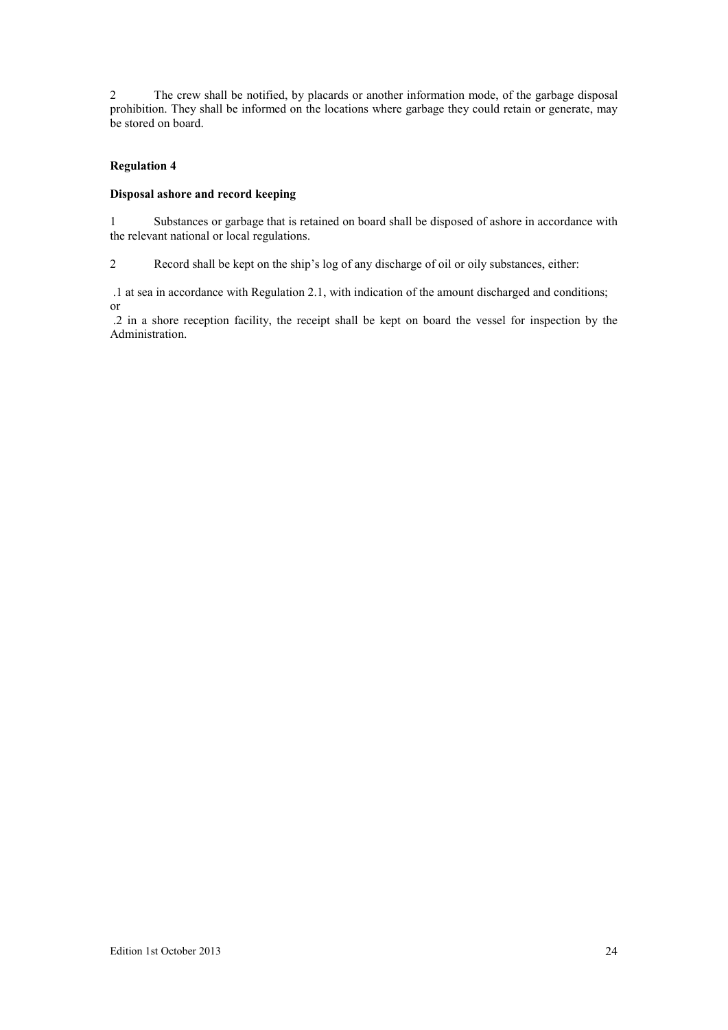2 The crew shall be notified, by placards or another information mode, of the garbage disposal prohibition. They shall be informed on the locations where garbage they could retain or generate, may be stored on board.

**Regulation 4**

**Disposal ashore and record keeping**

1 Substances or garbage that is retained on board shall be disposed of ashore in accordance with the relevant national or local regulations.

2 Record shall be kept on the ship's log of any discharge of oil or oily substances, either:

.1 at sea in accordance with Regulation 2.1, with indication of the amount discharged and conditions; or

.2 in a shore reception facility, the receipt shall be kept on board the vessel for inspection by the Administration.